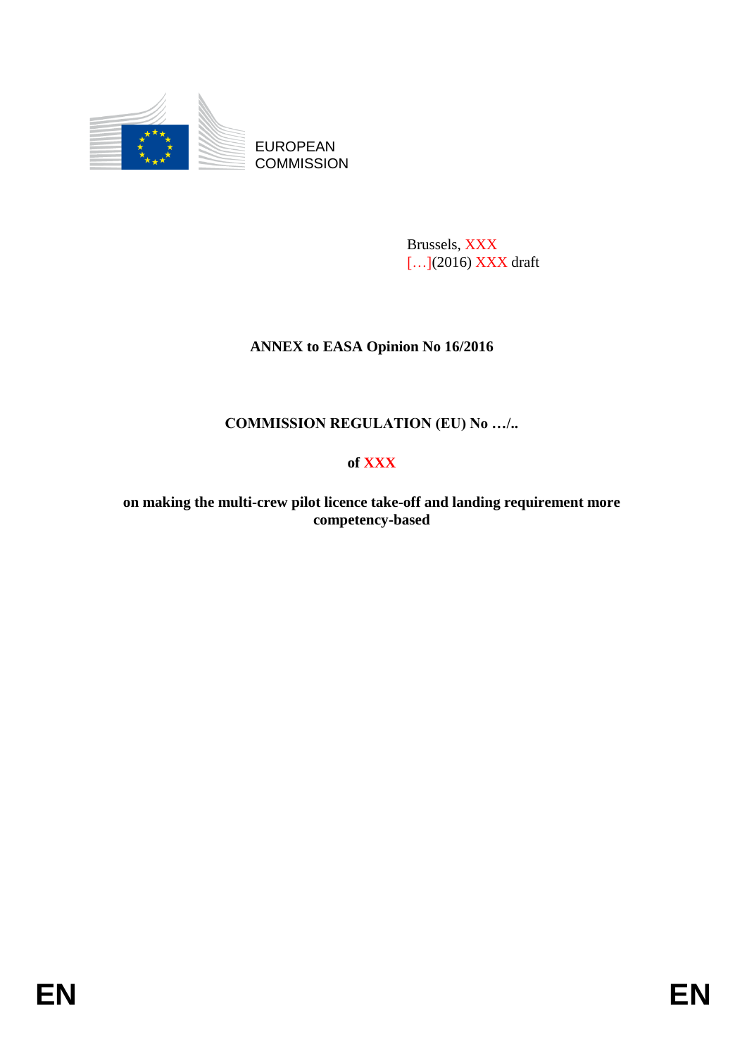EUROPEAN
COMMISSION

Brussels, XXX
[…](2016) XXX draft

**ANNEX to EASA Opinion No 16/2016**

**COMMISSION REGULATION (EU) No …/..**

**of XXX**

**on making the multi-crew pilot licence take-off and landing requirement more competency-based**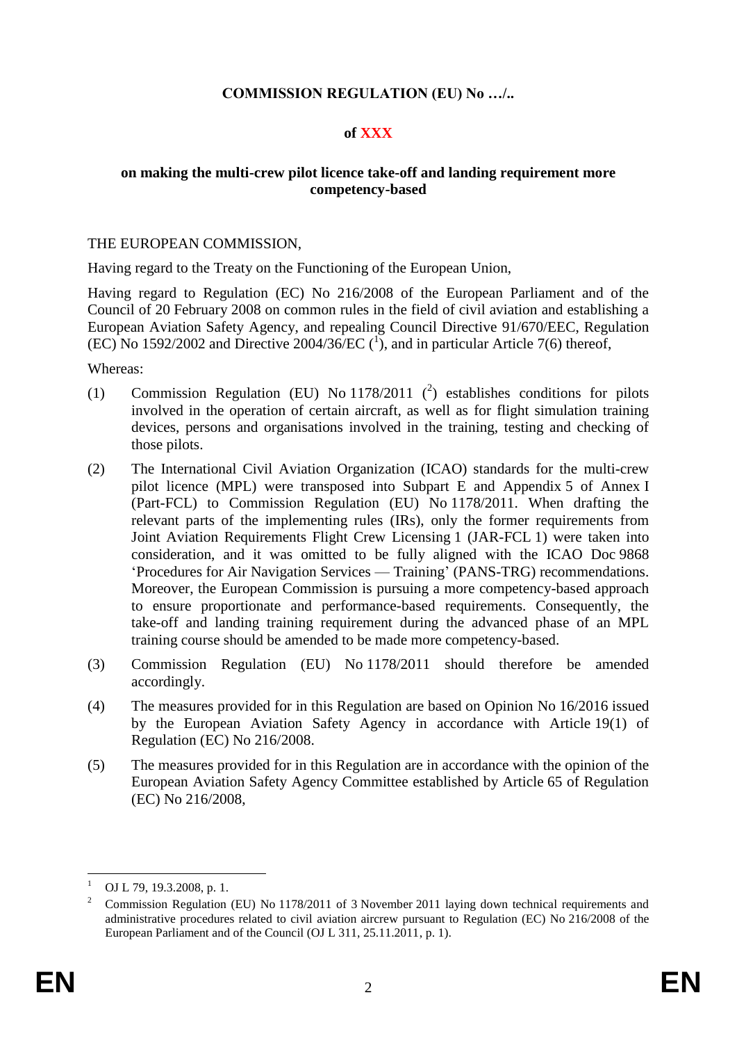**COMMISSION REGULATION (EU) No …/..**

**of XXX**

**on making the multi-crew pilot licence take-off and landing requirement more competency-based**

THE EUROPEAN COMMISSION,

Having regard to the Treaty on the Functioning of the European Union,

Having regard to Regulation (EC) No 216/2008 of the European Parliament and of the Council of 20 February 2008 on common rules in the field of civil aviation and establishing a European Aviation Safety Agency, and repealing Council Directive 91/670/EEC, Regulation (EC) No 1592/2002 and Directive 2004/36/EC ([1]), and in particular Article 7(6) thereof,

Whereas:

(1) Commission Regulation (EU) No 1178/2011 ([2]) establishes conditions for pilots involved in the operation of certain aircraft, as well as for flight simulation training devices, persons and organisations involved in the training, testing and checking of those pilots.

(2) The International Civil Aviation Organization (ICAO) standards for the multi-crew pilot licence (MPL) were transposed into Subpart E and Appendix 5 of Annex I (Part-FCL) to Commission Regulation (EU) No 1178/2011. When drafting the relevant parts of the implementing rules (IRs), only the former requirements from Joint Aviation Requirements Flight Crew Licensing 1 (JAR-FCL 1) were taken into consideration, and it was omitted to be fully aligned with the ICAO Doc 9868 'Procedures for Air Navigation Services — Training' (PANS-TRG) recommendations. Moreover, the European Commission is pursuing a more competency-based approach to ensure proportionate and performance-based requirements. Consequently, the take-off and landing training requirement during the advanced phase of an MPL training course should be amended to be made more competency-based.

(3) Commission Regulation (EU) No 1178/2011 should therefore be amended accordingly.

(4) The measures provided for in this Regulation are based on Opinion No 16/2016 issued by the European Aviation Safety Agency in accordance with Article 19(1) of Regulation (EC) No 216/2008.

(5) The measures provided for in this Regulation are in accordance with the opinion of the European Aviation Safety Agency Committee established by Article 65 of Regulation (EC) No 216/2008,

---

[1] OJ L 79, 19.3.2008, p. 1.

[2] Commission Regulation (EU) No 1178/2011 of 3 November 2011 laying down technical requirements and administrative procedures related to civil aviation aircrew pursuant to Regulation (EC) No 216/2008 of the European Parliament and of the Council (OJ L 311, 25.11.2011, p. 1).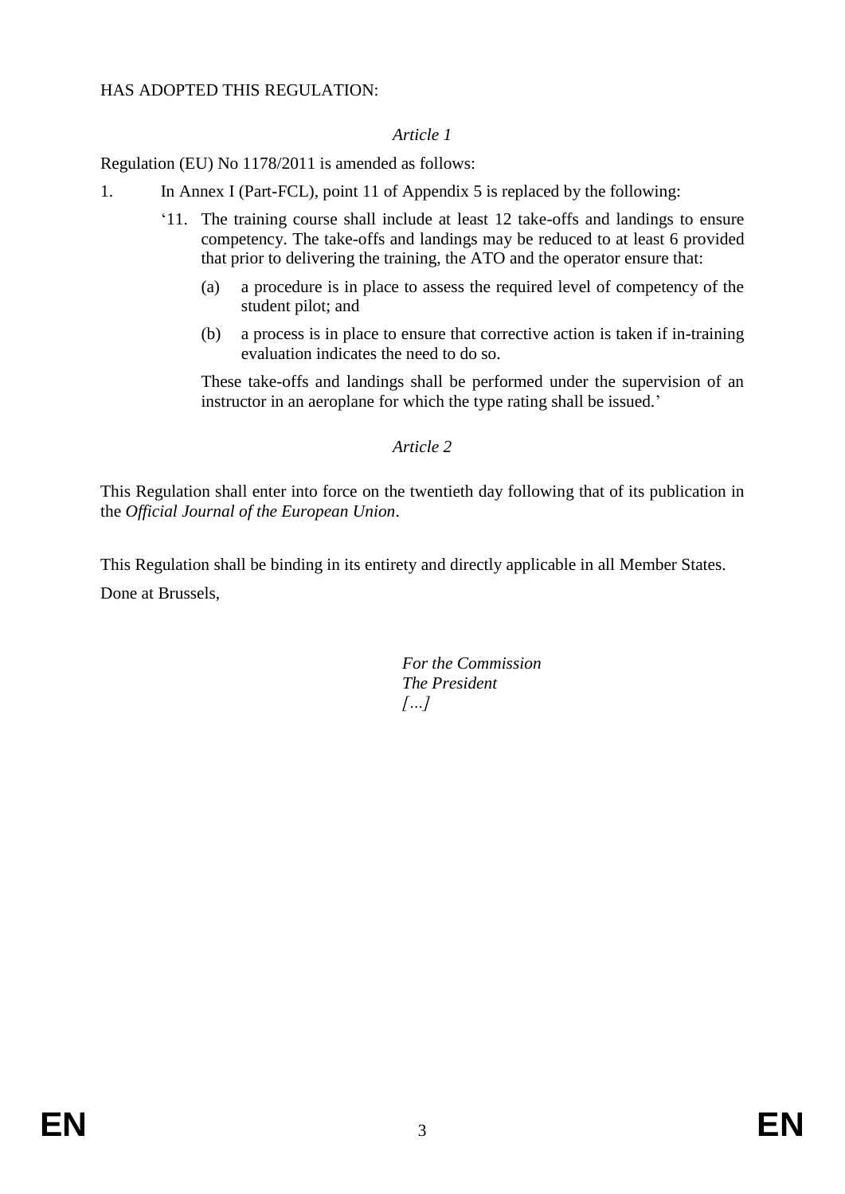HAS ADOPTED THIS REGULATION:

*Article 1*

Regulation (EU) No 1178/2011 is amended as follows:

1. In Annex I (Part-FCL), point 11 of Appendix 5 is replaced by the following:

   '11. The training course shall include at least 12 take-offs and landings to ensure competency. The take-offs and landings may be reduced to at least 6 provided that prior to delivering the training, the ATO and the operator ensure that:

   (a) a procedure is in place to assess the required level of competency of the student pilot; and

   (b) a process is in place to ensure that corrective action is taken if in-training evaluation indicates the need to do so.

   These take-offs and landings shall be performed under the supervision of an instructor in an aeroplane for which the type rating shall be issued.'

*Article 2*

This Regulation shall enter into force on the twentieth day following that of its publication in the *Official Journal of the European Union*.

This Regulation shall be binding in its entirety and directly applicable in all Member States.

Done at Brussels,

*For the Commission*
*The President*
*[…]*